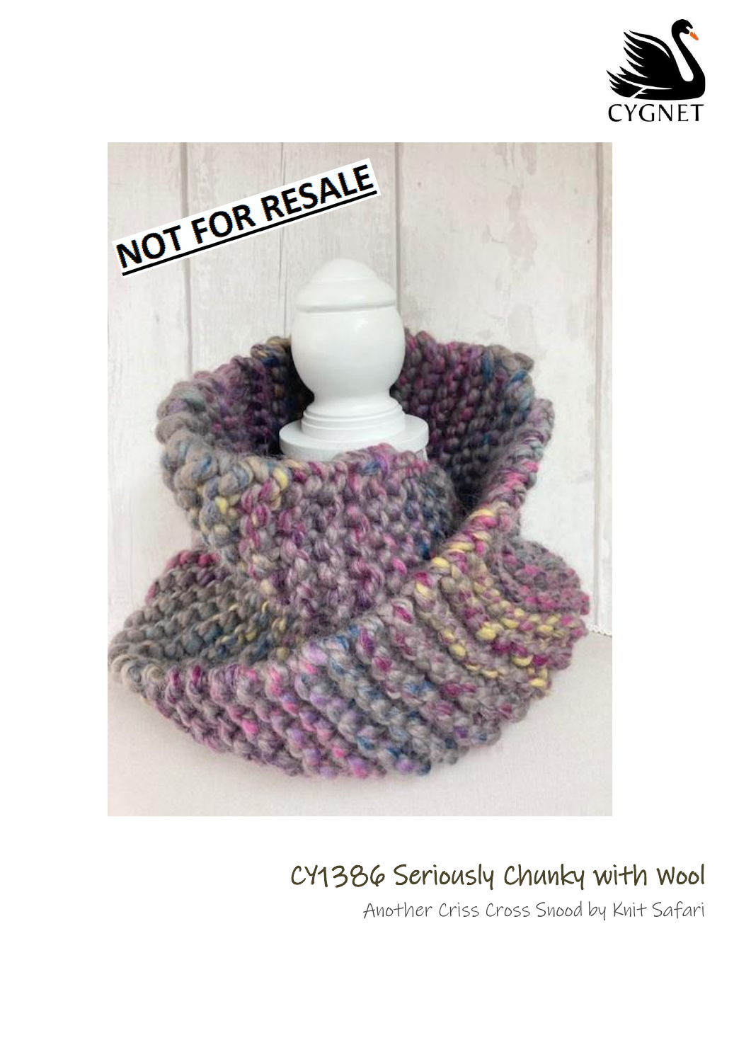CYGNET

NOT FOR RESALE

# CY1386 Seriously Chunky with Wool

Another Criss Cross Snood by Knit Safari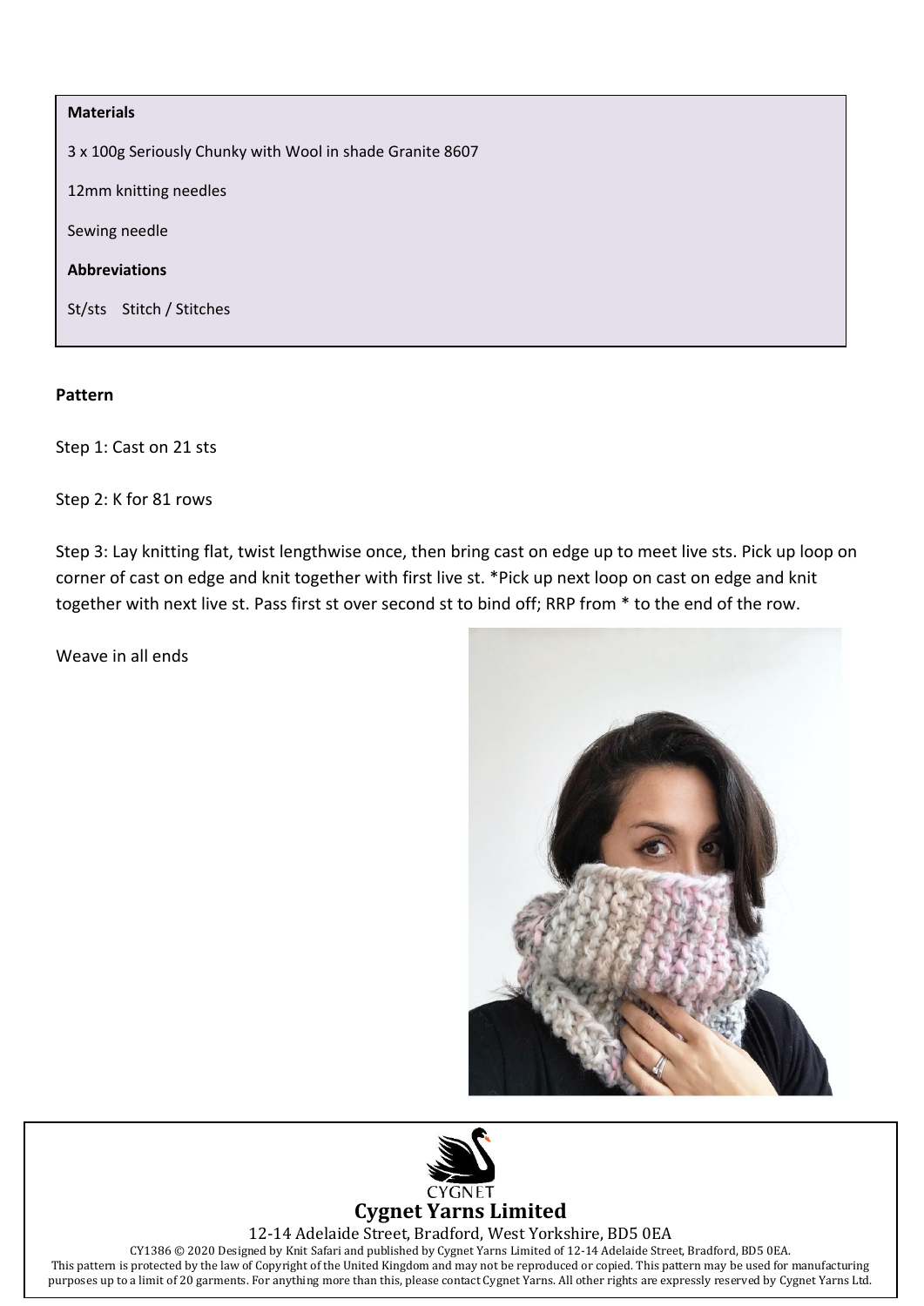**Materials**

3 x 100g Seriously Chunky with Wool in shade Granite 8607

12mm knitting needles

Sewing needle

**Abbreviations**

St/sts Stitch / Stitches

**Pattern**

Step 1: Cast on 21 sts

Step 2: K for 81 rows

Step 3: Lay knitting flat, twist lengthwise once, then bring cast on edge up to meet live sts. Pick up loop on corner of cast on edge and knit together with first live st. *Pick up next loop on cast on edge and knit together with next live st. Pass first st over second st to bind off; RRP from * to the end of the row.

Weave in all ends

CYGNET

**Cygnet Yarns Limited**

12-14 Adelaide Street, Bradford, West Yorkshire, BD5 0EA

CY1386 © 2020 Designed by Knit Safari and published by Cygnet Yarns Limited of 12-14 Adelaide Street, Bradford, BD5 0EA.
This pattern is protected by the law of Copyright of the United Kingdom and may not be reproduced or copied. This pattern may be used for manufacturing purposes up to a limit of 20 garments. For anything more than this, please contact Cygnet Yarns. All other rights are expressly reserved by Cygnet Yarns Ltd.